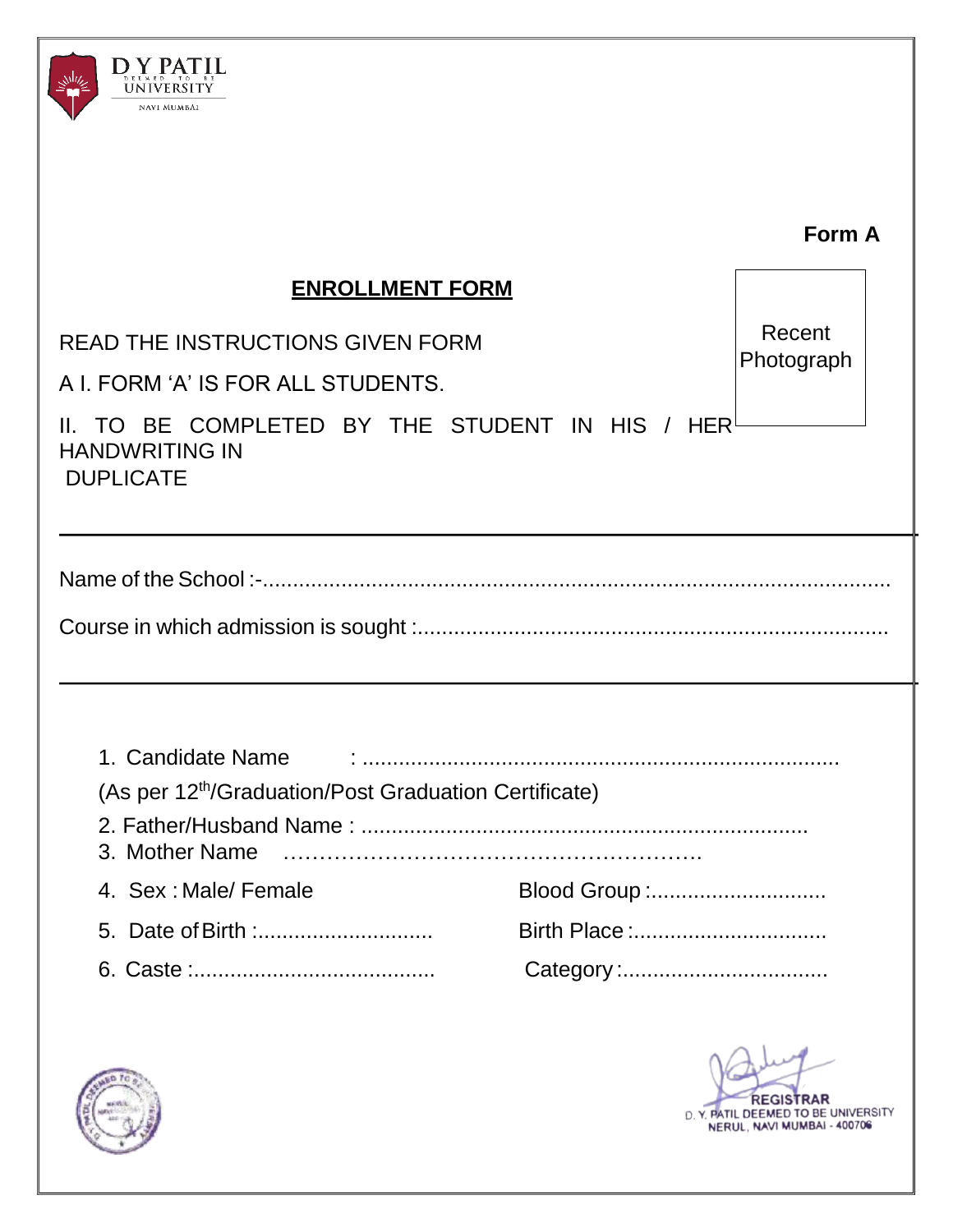D Y PATIL
DEEMED TO BE
UNIVERSITY
NAVI MUMBAI

**Form A**

## ENROLLMENT FORM

Recent Photograph

READ THE INSTRUCTIONS GIVEN FORM

A I. FORM 'A' IS FOR ALL STUDENTS.

II. TO BE COMPLETED BY THE STUDENT IN HIS / HER HANDWRITING IN DUPLICATE

---

Name of the School :-..........................................................................................................

Course in which admission is sought :..............................................................................

---

1. Candidate Name : ..............................................................................
(As per 12th/Graduation/Post Graduation Certificate)
2. Father/Husband Name : ..........................................................................
3. Mother Name ………………………………………………
4. Sex : Male/ Female          Blood Group :.............................
5. Date of Birth :.............................          Birth Place :................................
6. Caste :........................................          Category :..................................

REGISTRAR
D. Y. PATIL DEEMED TO BE UNIVERSITY
NERUL, NAVI MUMBAI - 400706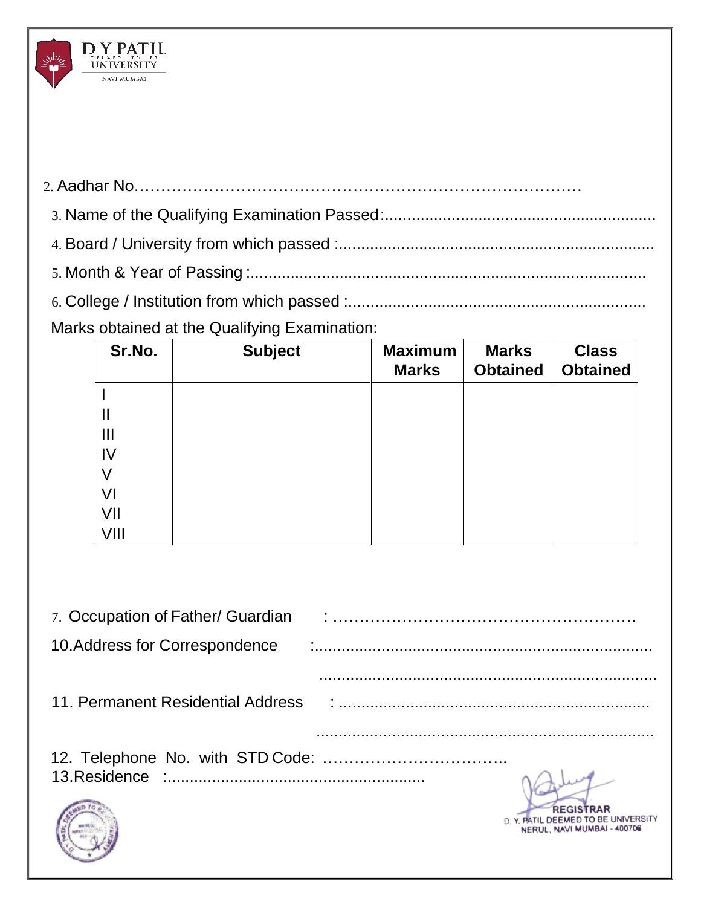2. Aadhar No……………………………………………………………………

3. Name of the Qualifying Examination Passed:.............................................................

4. Board / University from which passed :......................................................................

5. Month & Year of Passing :.........................................................................................

6. College / Institution from which passed :...................................................................

Marks obtained at the Qualifying Examination:

| Sr.No. | Subject | Maximum Marks | Marks Obtained | Class Obtained |
|---|---|---|---|---|
| I | | | | |
| II | | | | |
| III | | | | |
| IV | | | | |
| V | | | | |
| VI | | | | |
| VII | | | | |
| VIII | | | | |

7. Occupation of Father/ Guardian : ………………………………………………

10.Address for Correspondence :...........................................................................

...........................................................................

11. Permanent Residential Address : ....................................................................

...........................................................................

12. Telephone No. with STD Code: ……………………………..

13.Residence :.........................................................

REGISTRAR
D. Y. PATIL DEEMED TO BE UNIVERSITY
NERUL, NAVI MUMBAI - 400706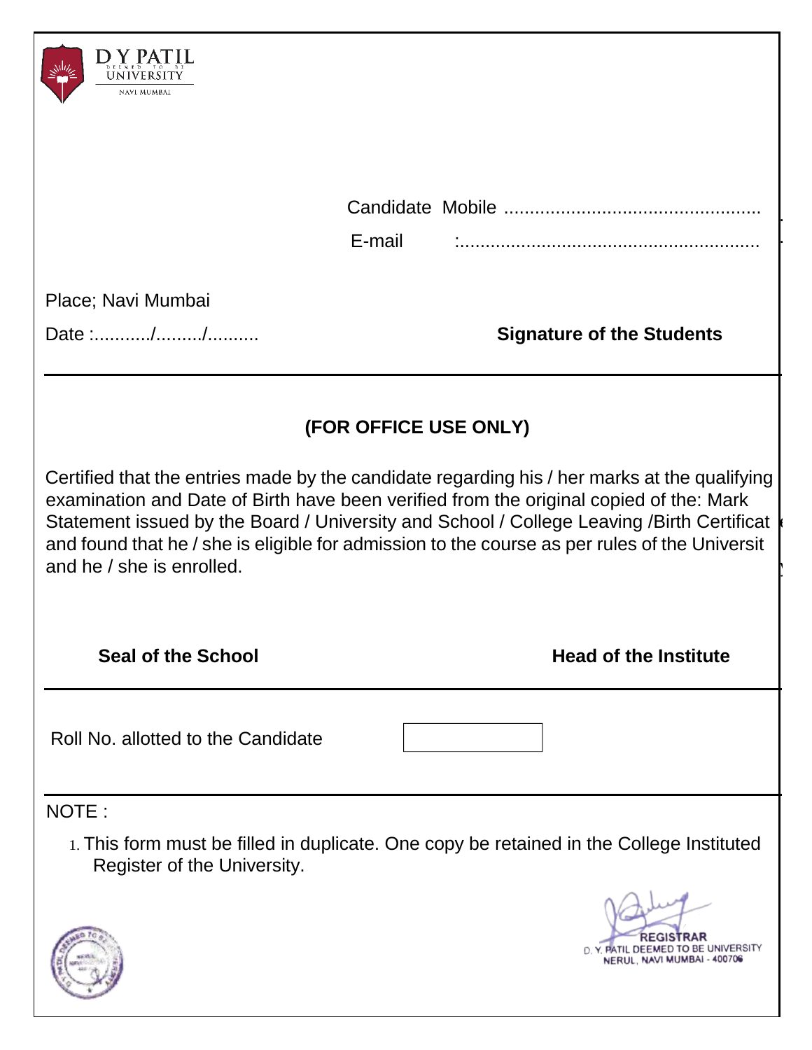D Y PATIL DEEMED TO BE UNIVERSITY
NAVI MUMBAI

Candidate Mobile ..................................................

E-mail :...........................................................

Place; Navi Mumbai

Date :.........../........./..........

**Signature of the Students**

---

**(FOR OFFICE USE ONLY)**

Certified that the entries made by the candidate regarding his / her marks at the qualifying examination and Date of Birth have been verified from the original copied of the: Mark Statement issued by the Board / University and School / College Leaving /Birth Certificat and found that he / she is eligible for admission to the course as per rules of the Universit and he / she is enrolled.

**Seal of the School**

**Head of the Institute**

---

Roll No. allotted to the Candidate

---

NOTE :

1. This form must be filled in duplicate. One copy be retained in the College Instituted Register of the University.

REGISTRAR
D. Y. PATIL DEEMED TO BE UNIVERSITY
NERUL, NAVI MUMBAI - 400706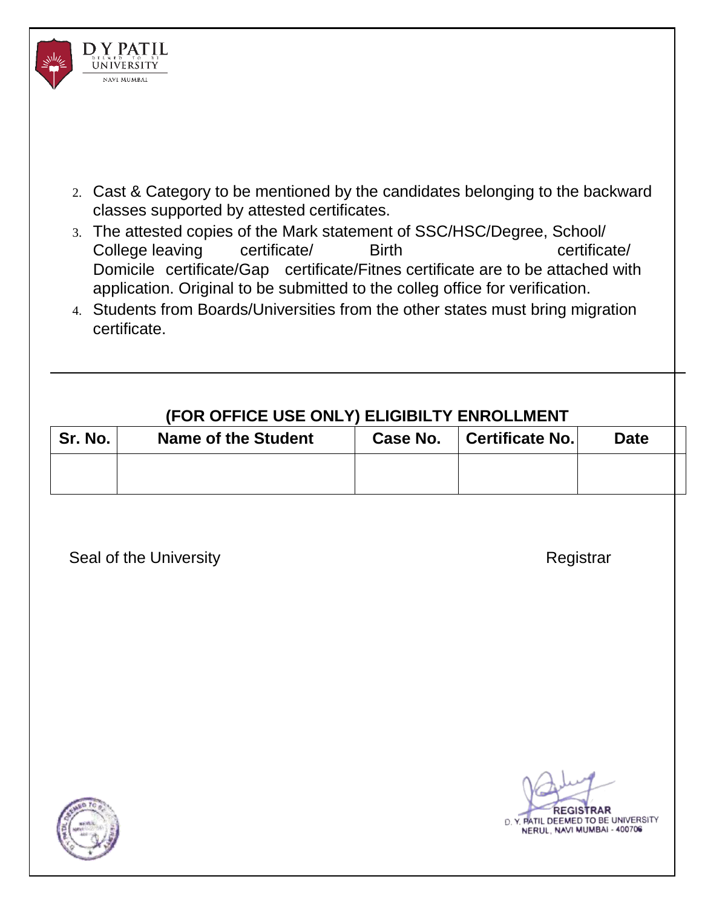2. Cast & Category to be mentioned by the candidates belonging to the backward classes supported by attested certificates.
3. The attested copies of the Mark statement of SSC/HSC/Degree, School/ College leaving certificate/ Birth certificate/ Domicile certificate/Gap certificate/Fitnes certificate are to be attached with application. Original to be submitted to the colleg office for verification.
4. Students from Boards/Universities from the other states must bring migration certificate.

---

**(FOR OFFICE USE ONLY) ELIGIBILTY ENROLLMENT**

| Sr. No. | Name of the Student | Case No. | Certificate No. | Date |
|---|---|---|---|---|
| | | | | |

Seal of the University Registrar

REGISTRAR
D. Y. PATIL DEEMED TO BE UNIVERSITY
NERUL, NAVI MUMBAI - 400706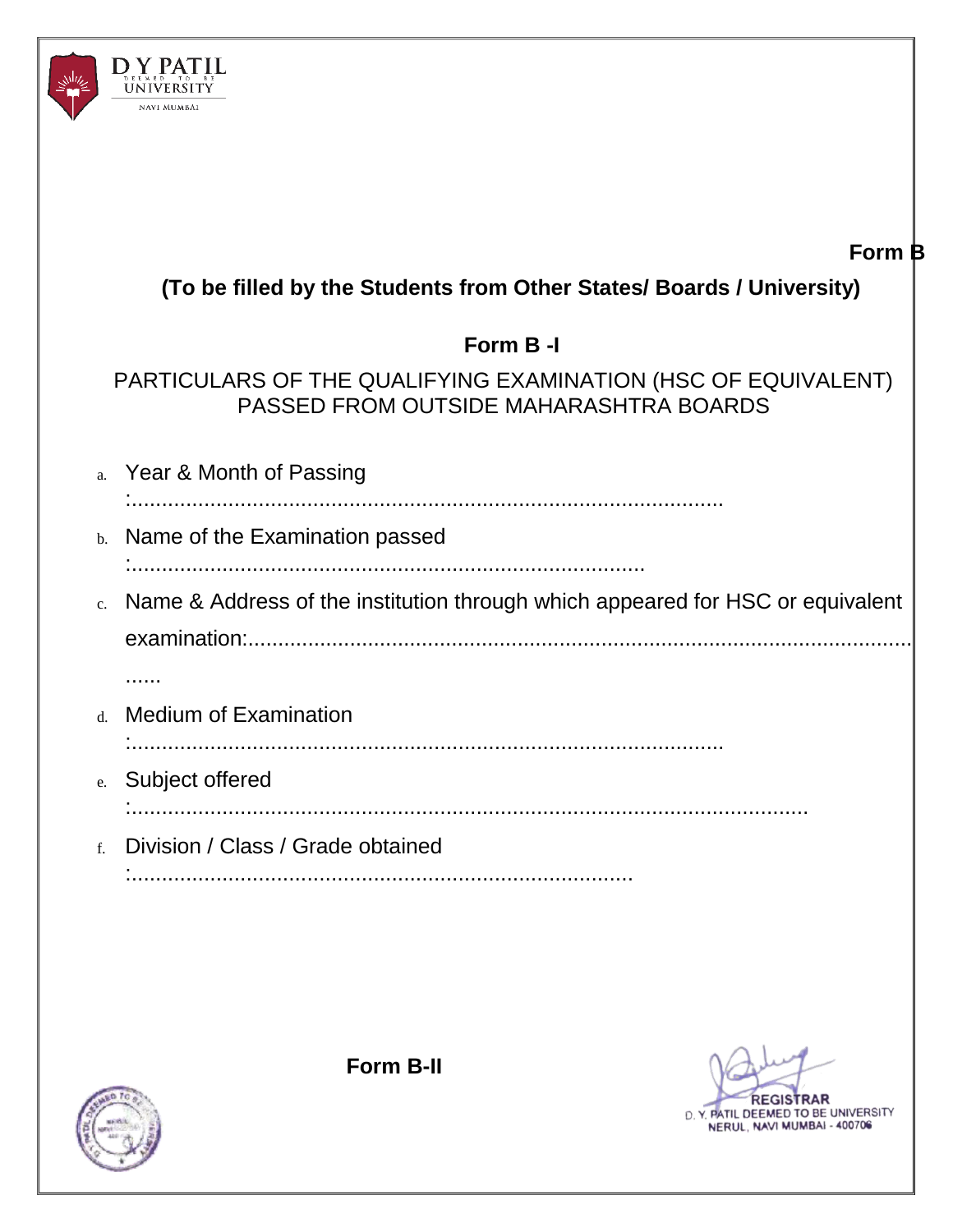**Form B**

## (To be filled by the Students from Other States/ Boards / University)

## Form B -I

PARTICULARS OF THE QUALIFYING EXAMINATION (HSC OF EQUIVALENT) PASSED FROM OUTSIDE MAHARASHTRA BOARDS

a. Year & Month of Passing :.....................................................................................................

b. Name of the Examination passed :.....................................................................................

c. Name & Address of the institution through which appeared for HSC or equivalent examination:.....................................................................................................................

d. Medium of Examination :.....................................................................................................

e. Subject offered :......................................................................................................................

f. Division / Class / Grade obtained :...................................................................................

## Form B-II

REGISTRAR
D. Y. PATIL DEEMED TO BE UNIVERSITY
NERUL, NAVI MUMBAI - 400706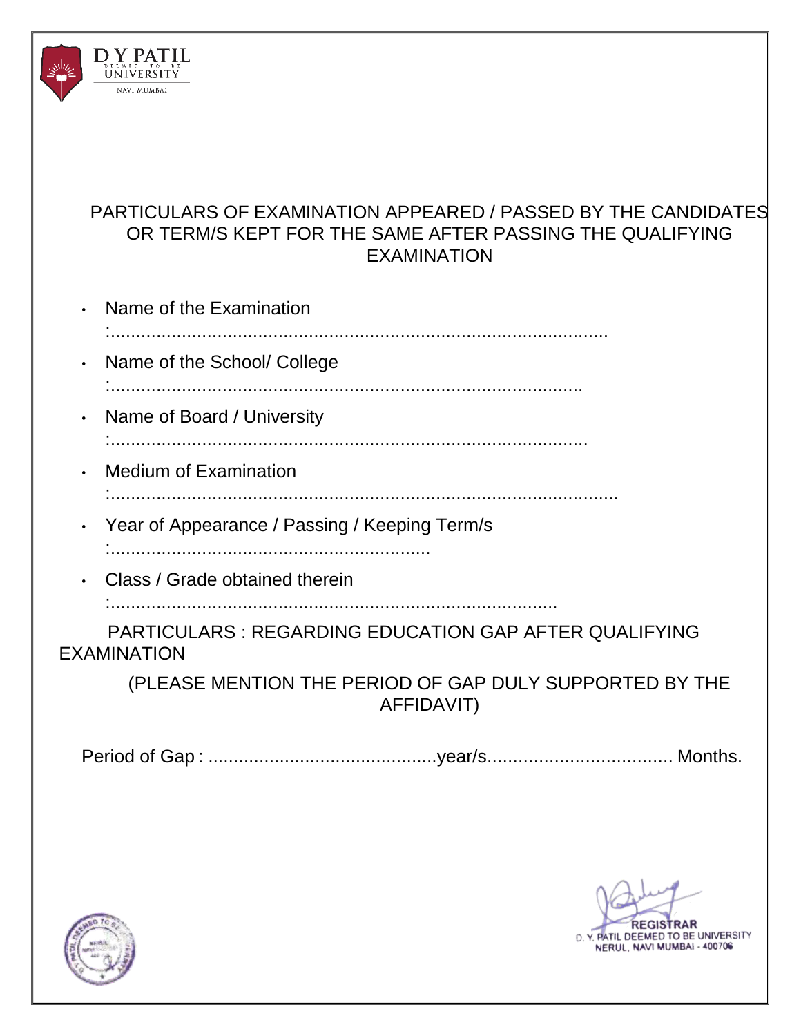D Y PATIL
DEEMED TO BE
UNIVERSITY
NAVI MUMBAI

## PARTICULARS OF EXAMINATION APPEARED / PASSED BY THE CANDIDATES OR TERM/S KEPT FOR THE SAME AFTER PASSING THE QUALIFYING EXAMINATION

- Name of the Examination :....................................................................................................
- Name of the School/ College :................................................................................................
- Name of Board / University :................................................................................................
- Medium of Examination :....................................................................................................
- Year of Appearance / Passing / Keeping Term/s :.................................................................
- Class / Grade obtained therein :...........................................................................................

## PARTICULARS : REGARDING EDUCATION GAP AFTER QUALIFYING EXAMINATION

(PLEASE MENTION THE PERIOD OF GAP DULY SUPPORTED BY THE AFFIDAVIT)

Period of Gap : .............................................year/s.................................... Months.

REGISTRAR
D. Y. PATIL DEEMED TO BE UNIVERSITY
NERUL, NAVI MUMBAI - 400706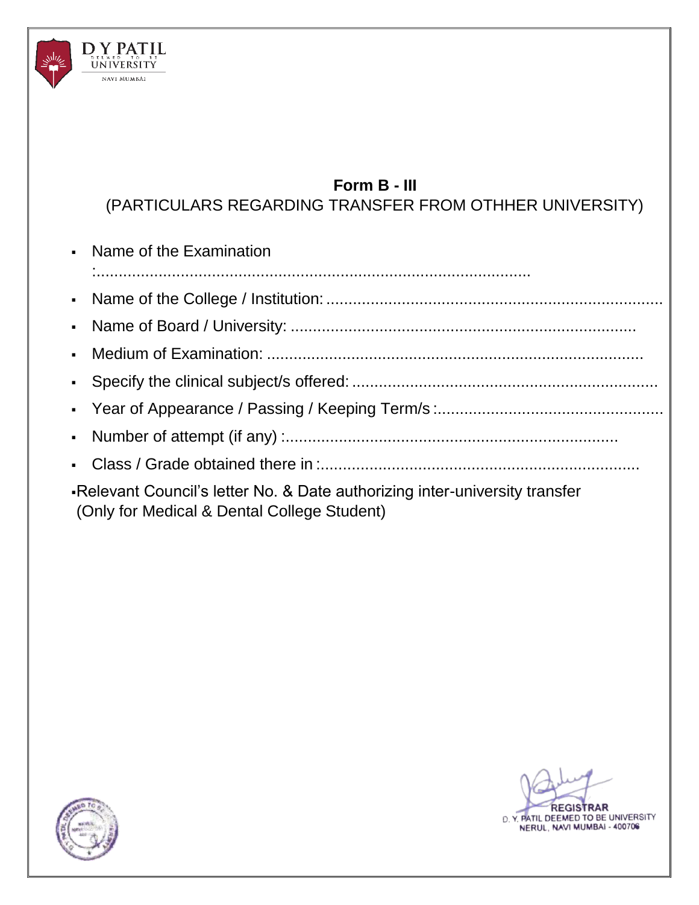# Form B - III

(PARTICULARS REGARDING TRANSFER FROM OTHHER UNIVERSITY)

- Name of the Examination :...................................................................................................
- Name of the College / Institution: ...........................................................................
- Name of Board / University: .............................................................................
- Medium of Examination: .....................................................................................
- Specify the clinical subject/s offered: ....................................................................
- Year of Appearance / Passing / Keeping Term/s :...................................................
- Number of attempt (if any) :..........................................................................
- Class / Grade obtained there in :.......................................................................
- Relevant Council's letter No. & Date authorizing inter-university transfer (Only for Medical & Dental College Student)

REGISTRAR
D. Y. PATIL DEEMED TO BE UNIVERSITY
NERUL, NAVI MUMBAI - 400706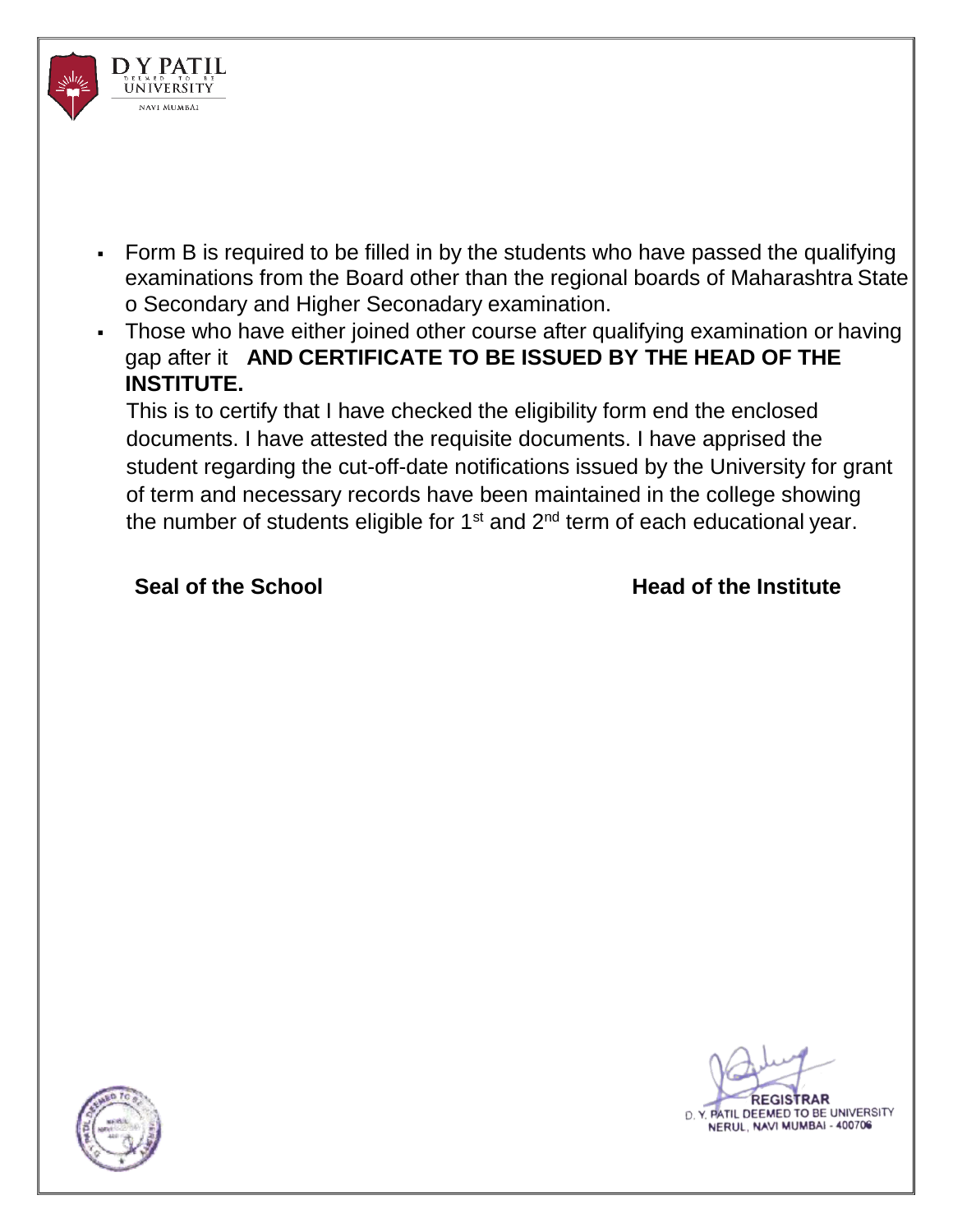- Form B is required to be filled in by the students who have passed the qualifying examinations from the Board other than the regional boards of Maharashtra State o Secondary and Higher Seconadary examination.
- Those who have either joined other course after qualifying examination or having gap after it **AND CERTIFICATE TO BE ISSUED BY THE HEAD OF THE INSTITUTE.**

This is to certify that I have checked the eligibility form end the enclosed documents. I have attested the requisite documents. I have apprised the student regarding the cut-off-date notifications issued by the University for grant of term and necessary records have been maintained in the college showing the number of students eligible for 1st and 2nd term of each educational year.

**Seal of the School** **Head of the Institute**

REGISTRAR
D. Y. PATIL DEEMED TO BE UNIVERSITY
NERUL, NAVI MUMBAI - 400706